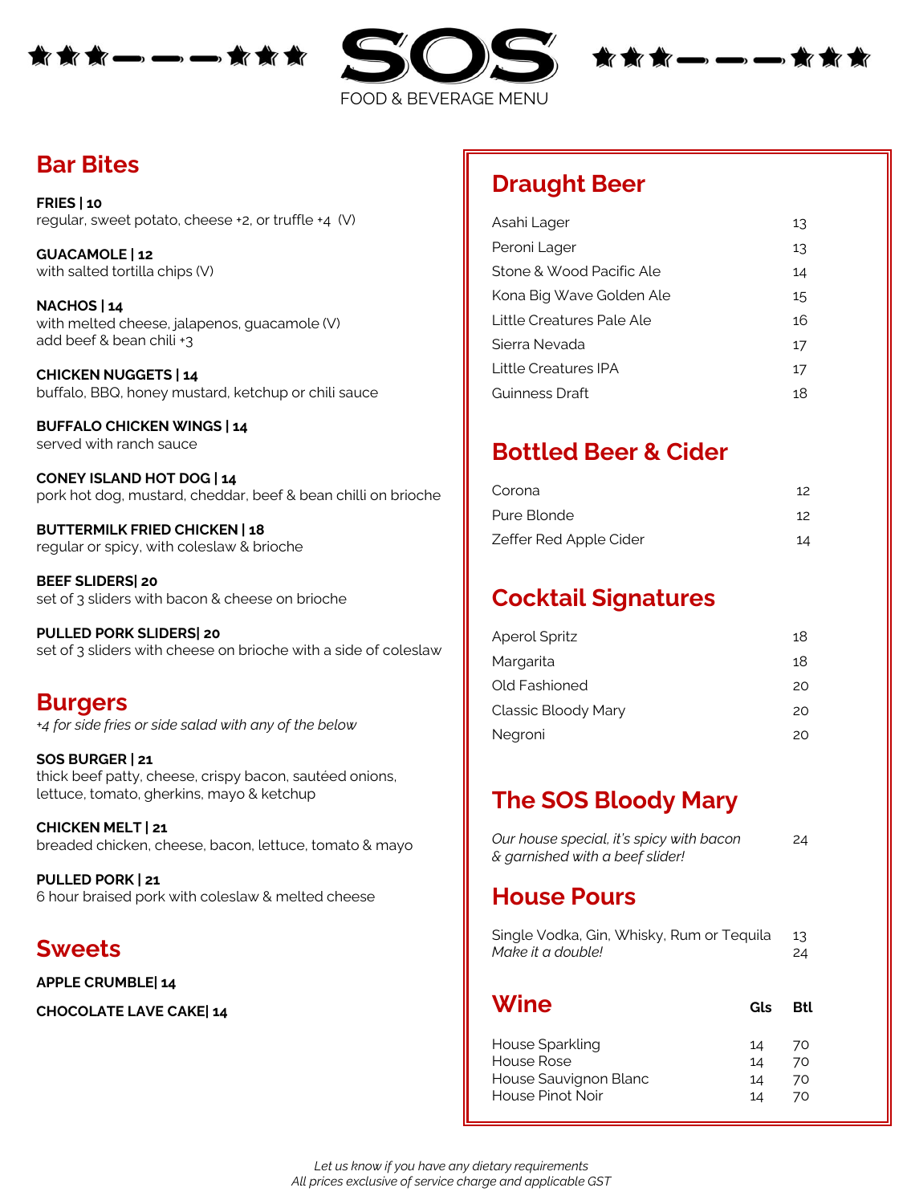# SOS

FOOD & BEVERAGE MENU

## Bar Bites

**FRIES | 10**
regular, sweet potato, cheese +2, or truffle +4 (V)

**GUACAMOLE | 12**
with salted tortilla chips (V)

**NACHOS | 14**
with melted cheese, jalapenos, guacamole (V)
add beef & bean chili +3

**CHICKEN NUGGETS | 14**
buffalo, BBQ, honey mustard, ketchup or chili sauce

**BUFFALO CHICKEN WINGS | 14**
served with ranch sauce

**CONEY ISLAND HOT DOG | 14**
pork hot dog, mustard, cheddar, beef & bean chilli on brioche

**BUTTERMILK FRIED CHICKEN | 18**
regular or spicy, with coleslaw & brioche

**BEEF SLIDERS| 20**
set of 3 sliders with bacon & cheese on brioche

**PULLED PORK SLIDERS| 20**
set of 3 sliders with cheese on brioche with a side of coleslaw

## Burgers

*+4 for side fries or side salad with any of the below*

**SOS BURGER | 21**
thick beef patty, cheese, crispy bacon, sautéed onions, lettuce, tomato, gherkins, mayo & ketchup

**CHICKEN MELT | 21**
breaded chicken, cheese, bacon, lettuce, tomato & mayo

**PULLED PORK | 21**
6 hour braised pork with coleslaw & melted cheese

## Sweets

**APPLE CRUMBLE| 14**

**CHOCOLATE LAVE CAKE| 14**

## Draught Beer

| | |
|---|---|
| Asahi Lager | 13 |
| Peroni Lager | 13 |
| Stone & Wood Pacific Ale | 14 |
| Kona Big Wave Golden Ale | 15 |
| Little Creatures Pale Ale | 16 |
| Sierra Nevada | 17 |
| Little Creatures IPA | 17 |
| Guinness Draft | 18 |

## Bottled Beer & Cider

| | |
|---|---|
| Corona | 12 |
| Pure Blonde | 12 |
| Zeffer Red Apple Cider | 14 |

## Cocktail Signatures

| | |
|---|---|
| Aperol Spritz | 18 |
| Margarita | 18 |
| Old Fashioned | 20 |
| Classic Bloody Mary | 20 |
| Negroni | 20 |

## The SOS Bloody Mary

*Our house special, it's spicy with bacon & garnished with a beef slider!* 24

## House Pours

| | |
|---|---|
| Single Vodka, Gin, Whisky, Rum or Tequila | 13 |
| *Make it a double!* | 24 |

## Wine

| | Gls | Btl |
|---|---|---|
| House Sparkling | 14 | 70 |
| House Rose | 14 | 70 |
| House Sauvignon Blanc | 14 | 70 |
| House Pinot Noir | 14 | 70 |

*Let us know if you have any dietary requirements*
*All prices exclusive of service charge and applicable GST*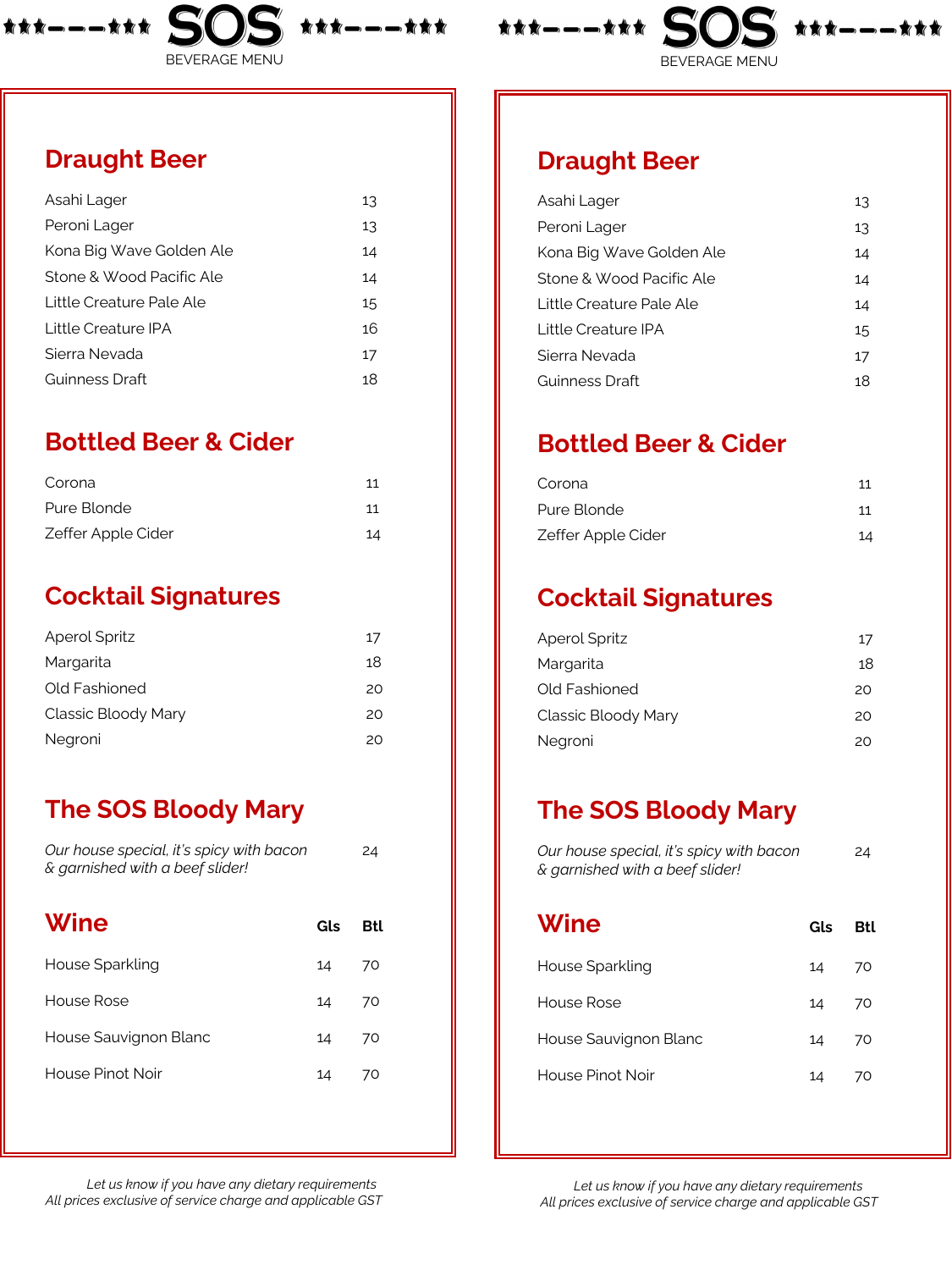# SOS

BEVERAGE MENU

## Draught Beer

| | |
|---|---|
| Asahi Lager | 13 |
| Peroni Lager | 13 |
| Kona Big Wave Golden Ale | 14 |
| Stone & Wood Pacific Ale | 14 |
| Little Creature Pale Ale | 15 |
| Little Creature IPA | 16 |
| Sierra Nevada | 17 |
| Guinness Draft | 18 |

## Bottled Beer & Cider

| | |
|---|---|
| Corona | 11 |
| Pure Blonde | 11 |
| Zeffer Apple Cider | 14 |

## Cocktail Signatures

| | |
|---|---|
| Aperol Spritz | 17 |
| Margarita | 18 |
| Old Fashioned | 20 |
| Classic Bloody Mary | 20 |
| Negroni | 20 |

## The SOS Bloody Mary

| | |
|---|---|
| *Our house special, it's spicy with bacon & garnished with a beef slider!* | 24 |

## Wine

| | Gls | Btl |
|---|---|---|
| House Sparkling | 14 | 70 |
| House Rose | 14 | 70 |
| House Sauvignon Blanc | 14 | 70 |
| House Pinot Noir | 14 | 70 |

*Let us know if you have any dietary requirements*
*All prices exclusive of service charge and applicable GST*

# SOS

BEVERAGE MENU

## Draught Beer

| | |
|---|---|
| Asahi Lager | 13 |
| Peroni Lager | 13 |
| Kona Big Wave Golden Ale | 14 |
| Stone & Wood Pacific Ale | 14 |
| Little Creature Pale Ale | 14 |
| Little Creature IPA | 15 |
| Sierra Nevada | 17 |
| Guinness Draft | 18 |

## Bottled Beer & Cider

| | |
|---|---|
| Corona | 11 |
| Pure Blonde | 11 |
| Zeffer Apple Cider | 14 |

## Cocktail Signatures

| | |
|---|---|
| Aperol Spritz | 17 |
| Margarita | 18 |
| Old Fashioned | 20 |
| Classic Bloody Mary | 20 |
| Negroni | 20 |

## The SOS Bloody Mary

| | |
|---|---|
| *Our house special, it's spicy with bacon & garnished with a beef slider!* | 24 |

## Wine

| | Gls | Btl |
|---|---|---|
| House Sparkling | 14 | 70 |
| House Rose | 14 | 70 |
| House Sauvignon Blanc | 14 | 70 |
| House Pinot Noir | 14 | 70 |

*Let us know if you have any dietary requirements*
*All prices exclusive of service charge and applicable GST*